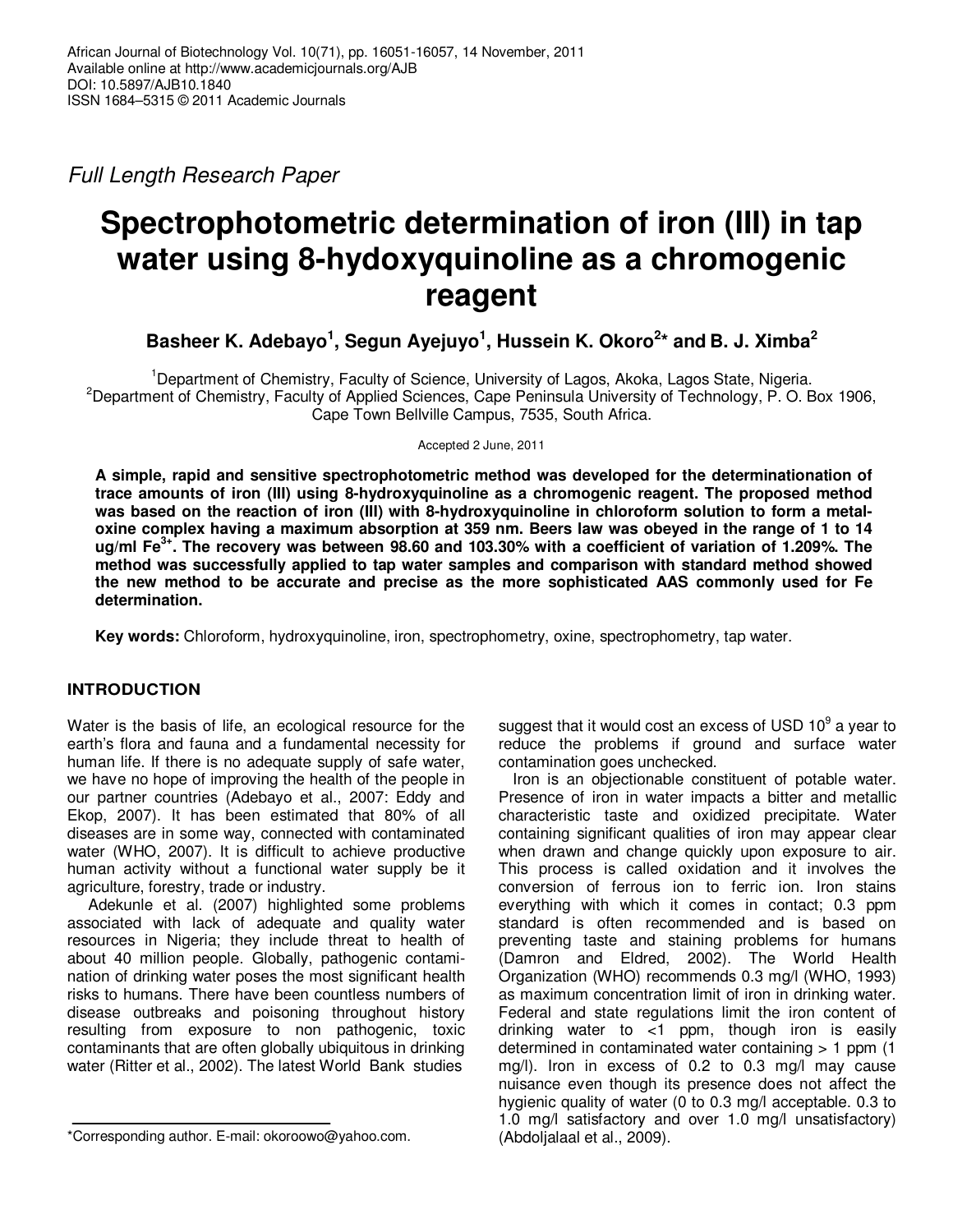*Full Length Research Paper*

# Spectrophotometric determination of iron (III) in tap water using 8-hydoxyquinoline as a chromogenic reagent

**Basheer K. Adebayo[1], Segun Ayejuyo[1], Hussein K. Okoro[2]* and B. J. Ximba[2]**

[1]Department of Chemistry, Faculty of Science, University of Lagos, Akoka, Lagos State, Nigeria.
[2]Department of Chemistry, Faculty of Applied Sciences, Cape Peninsula University of Technology, P. O. Box 1906, Cape Town Bellville Campus, 7535, South Africa.

Accepted 2 June, 2011

**A simple, rapid and sensitive spectrophotometric method was developed for the determinationation of trace amounts of iron (III) using 8-hydroxyquinoline as a chromogenic reagent. The proposed method was based on the reaction of iron (III) with 8-hydroxyquinoline in chloroform solution to form a metal-oxine complex having a maximum absorption at 359 nm. Beers law was obeyed in the range of 1 to 14 ug/ml $Fe^{3+}$. The recovery was between 98.60 and 103.30% with a coefficient of variation of 1.209%. The method was successfully applied to tap water samples and comparison with standard method showed the new method to be accurate and precise as the more sophisticated AAS commonly used for Fe determination.**

**Key words:** Chloroform, hydroxyquinoline, iron, spectrophotometry, oxine, spectrophotometry, tap water.

## INTRODUCTION

Water is the basis of life, an ecological resource for the earth's flora and fauna and a fundamental necessity for human life. If there is no adequate supply of safe water, we have no hope of improving the health of the people in our partner countries (Adebayo et al., 2007: Eddy and Ekop, 2007). It has been estimated that 80% of all diseases are in some way, connected with contaminated water (WHO, 2007). It is difficult to achieve productive human activity without a functional water supply be it agriculture, forestry, trade or industry.

Adekunle et al. (2007) highlighted some problems associated with lack of adequate and quality water resources in Nigeria; they include threat to health of about 40 million people. Globally, pathogenic contamination of drinking water poses the most significant health risks to humans. There have been countless numbers of disease outbreaks and poisoning throughout history resulting from exposure to non pathogenic, toxic contaminants that are often globally ubiquitous in drinking water (Ritter et al., 2002). The latest World Bank studies suggest that it would cost an excess of USD $10^9$ a year to reduce the problems if ground and surface water contamination goes unchecked.

Iron is an objectionable constituent of potable water. Presence of iron in water impacts a bitter and metallic characteristic taste and oxidized precipitate. Water containing significant qualities of iron may appear clear when drawn and change quickly upon exposure to air. This process is called oxidation and it involves the conversion of ferrous ion to ferric ion. Iron stains everything with which it comes in contact; 0.3 ppm standard is often recommended and is based on preventing taste and staining problems for humans (Damron and Eldred, 2002). The World Health Organization (WHO) recommends 0.3 mg/l (WHO, 1993) as maximum concentration limit of iron in drinking water. Federal and state regulations limit the iron content of drinking water to <1 ppm, though iron is easily determined in contaminated water containing > 1 ppm (1 mg/l). Iron in excess of 0.2 to 0.3 mg/l may cause nuisance even though its presence does not affect the hygienic quality of water (0 to 0.3 mg/l acceptable. 0.3 to 1.0 mg/l satisfactory and over 1.0 mg/l unsatisfactory) (Abdoljalaal et al., 2009).

*Corresponding author. E-mail: okoroowo@yahoo.com.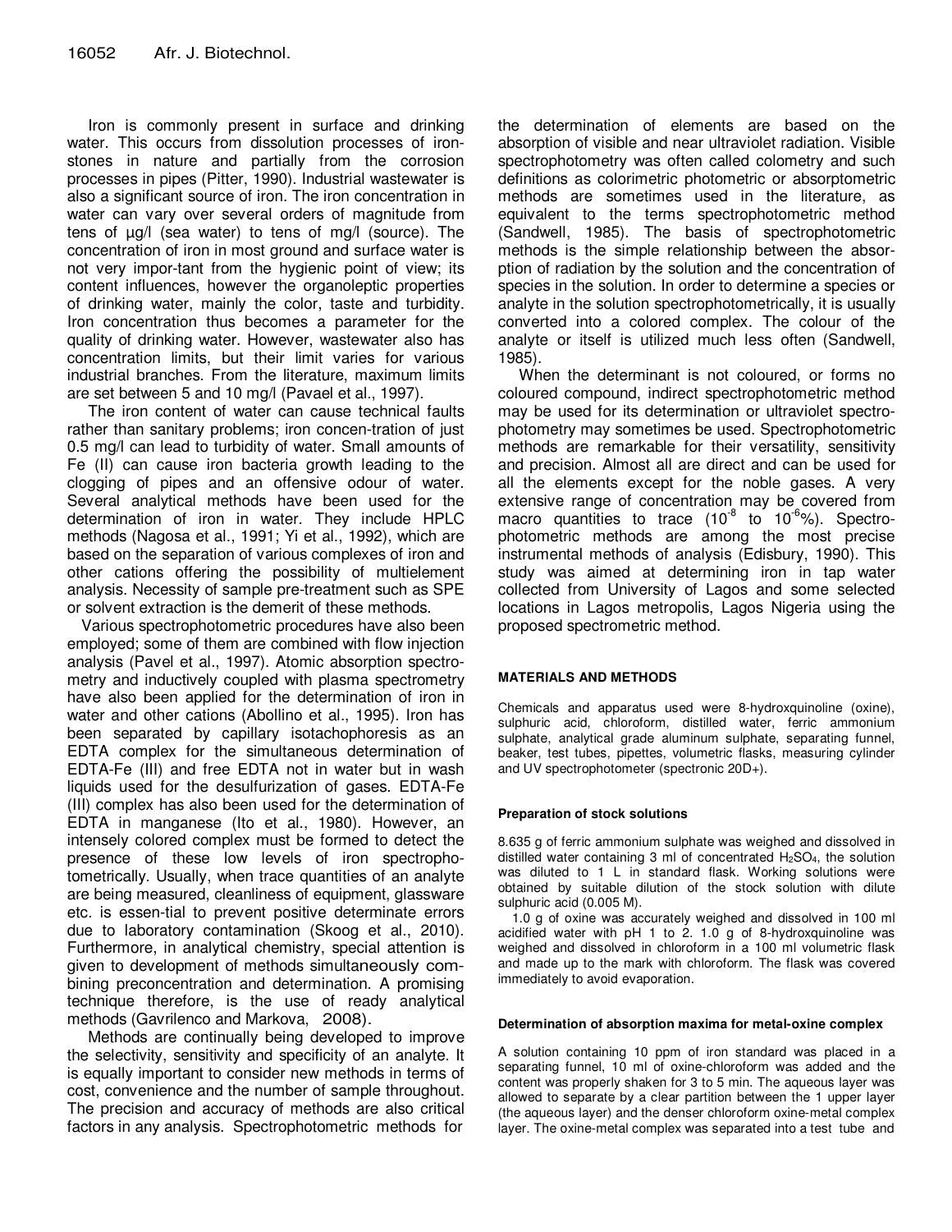Iron is commonly present in surface and drinking water. This occurs from dissolution processes of iron-stones in nature and partially from the corrosion processes in pipes (Pitter, 1990). Industrial wastewater is also a significant source of iron. The iron concentration from water can vary over several orders of magnitude from tens of µg/l (sea water) to tens of mg/l (source). The concentration of iron in most ground and surface water is not very impor-tant from the hygienic point of view; its content influences, however the organoleptic properties of drinking water, mainly the color, taste and turbidity. Iron concentration thus becomes a parameter for the quality of drinking water. However, wastewater also has concentration limits, but their limit varies for various industrial branches. From the literature, maximum limits are set between 5 and 10 mg/l (Pavael et al., 1997).

The iron content of water can cause technical faults rather than sanitary problems; iron concen-tration of just 0.5 mg/l can lead to turbidity of water. Small amounts of Fe (II) can cause iron bacteria growth leading to the clogging of pipes and an offensive odour of water. Several analytical methods have been used for the determination of iron in water. They include HPLC methods (Nagosa et al., 1991; Yi et al., 1992), which are based on the separation of various complexes of iron and other cations offering the possibility of multielement analysis. Necessity of sample pre-treatment such as SPE or solvent extraction is the demerit of these methods.

Various spectrophotometric procedures have also been employed; some of them are combined with flow injection analysis (Pavel et al., 1997). Atomic absorption spectrometry and inductively coupled with plasma spectrometry have also been applied for the determination of iron in water and other cations (Abollino et al., 1995). Iron has been separated by capillary isotachophoresis as an EDTA complex for the simultaneous determination of EDTA-Fe (III) and free EDTA not in water but in wash liquids used for the desulfurization of gases. EDTA-Fe (III) complex has also been used for the determination of EDTA in manganese (Ito et al., 1980). However, an intensely colored complex must be formed to detect the presence of these low levels of iron spectrophotometrically. Usually, when trace quantities of an analyte are being measured, cleanliness of equipment, glassware etc. is essen-tial to prevent positive determinate errors due to laboratory contamination (Skoog et al., 2010). Furthermore, in analytical chemistry, special attention is given to development of methods simultaneously combining preconcentration and determination. A promising technique therefore, is the use of ready analytical methods (Gavrilenco and Markova, 2008).

Methods are continually being developed to improve the selectivity, sensitivity and specificity of an analyte. It is equally important to consider new methods in terms of cost, convenience and the number of sample throughout. The precision and accuracy of methods are also critical factors in any analysis. Spectrophotometric methods for the determination of elements are based on the absorption of visible and near ultraviolet radiation. Visible spectrophotometry was often called colometry and such definitions as colorimetric photometric or absorptometric methods are sometimes used in the literature, as equivalent to the terms spectrophotometric method (Sandwell, 1985). The basis of spectrophotometric methods is the simple relationship between the absorption of radiation by the solution and the concentration of species in the solution. In order to determine a species or analyte in the solution spectrophotometrically, it is usually converted into a colored complex. The colour of the analyte or itself is utilized much less often (Sandwell, 1985).

When the determinant is not coloured, or forms no coloured compound, indirect spectrophotometric method may be used for its determination or ultraviolet spectrophotometry may sometimes be used. Spectrophotometric methods are remarkable for their versatility, sensitivity and precision. Almost all are direct and can be used for all the elements except for the noble gases. A very extensive range of concentration may be covered from macro quantities to trace ($10^{-8}$ to $10^{-6}$%). Spectrophotometric methods are among the most precise instrumental methods of analysis (Edisbury, 1990). This study was aimed at determining iron in tap water collected from University of Lagos and some selected locations in Lagos metropolis, Lagos Nigeria using the proposed spectrometric method.

## MATERIALS AND METHODS

Chemicals and apparatus used were 8-hydroxquinoline (oxine), sulphuric acid, chloroform, distilled water, ferric ammonium sulphate, analytical grade aluminum sulphate, separating funnel, beaker, test tubes, pipettes, volumetric flasks, measuring cylinder and UV spectrophotometer (spectronic 20D+).

### Preparation of stock solutions

8.635 g of ferric ammonium sulphate was weighed and dissolved in distilled water containing 3 ml of concentrated $H_2SO_4$, the solution was diluted to 1 L in standard flask. Working solutions were obtained by suitable dilution of the stock solution with dilute sulphuric acid (0.005 M).

1.0 g of oxine was accurately weighed and dissolved in 100 ml acidified water with pH 1 to 2. 1.0 g of 8-hydroxquinoline was weighed and dissolved in chloroform in a 100 ml volumetric flask and made up to the mark with chloroform. The flask was covered immediately to avoid evaporation.

### Determination of absorption maxima for metal-oxine complex

A solution containing 10 ppm of iron standard was placed in a separating funnel, 10 ml of oxine-chloroform was added and the content was properly shaken for 3 to 5 min. The aqueous layer was allowed to separate by a clear partition between the 1 upper layer (the aqueous layer) and the denser chloroform oxine-metal complex layer. The oxine-metal complex was separated into a test tube and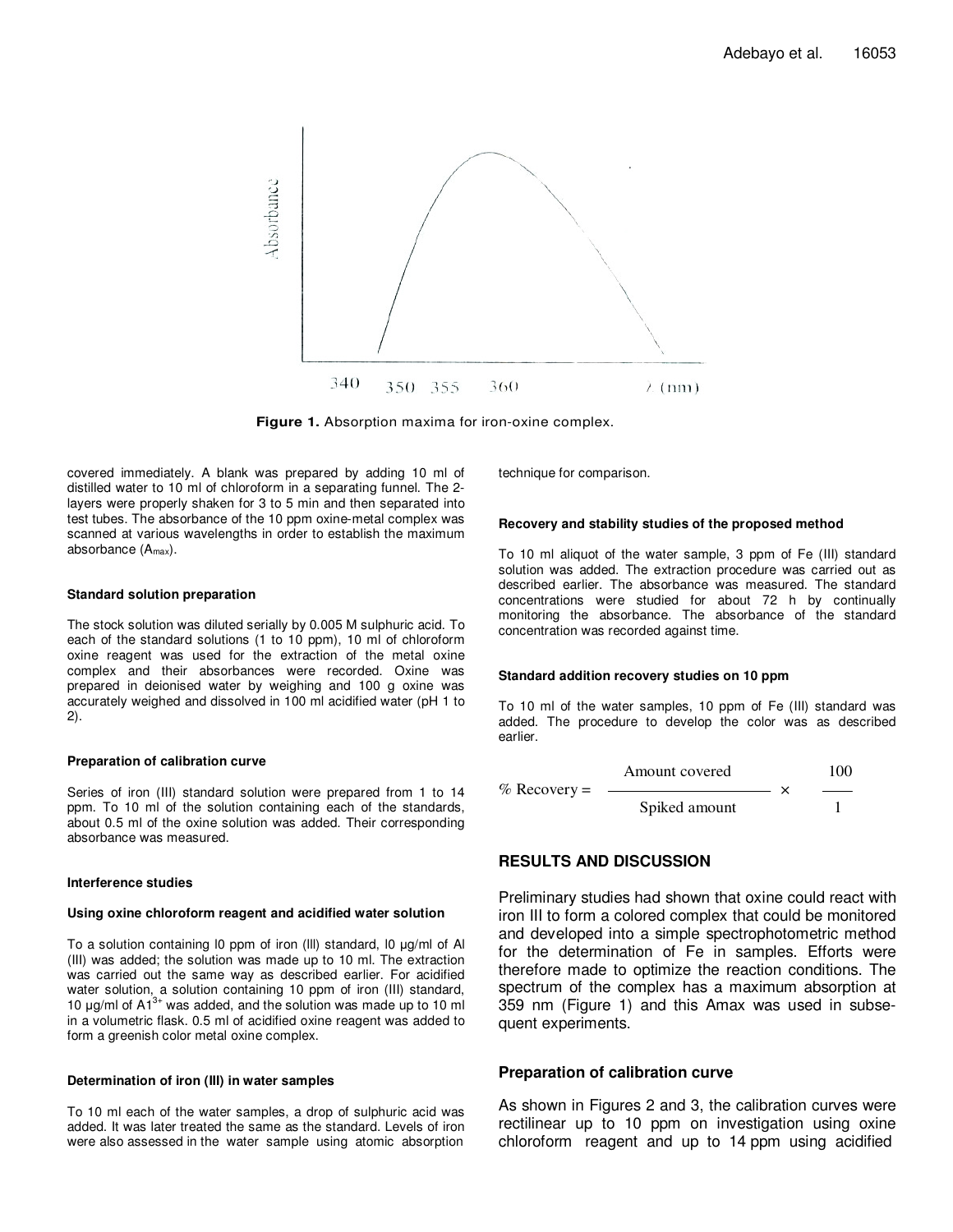Figure 1. Absorption maxima for iron-oxine complex.

covered immediately. A blank was prepared by adding 10 ml of distilled water to 10 ml of chloroform in a separating funnel. The 2-layers were properly shaken for 3 to 5 min and then separated into test tubes. The absorbance of the 10 ppm oxine-metal complex was scanned at various wavelengths in order to establish the maximum absorbance ($A_{max}$).

#### Standard solution preparation

The stock solution was diluted serially by 0.005 M sulphuric acid. To each of the standard solutions (1 to 10 ppm), 10 ml of chloroform oxine reagent was used for the extraction of the metal oxine complex and their absorbances were recorded. Oxine was prepared in deionised water by weighing and 100 g oxine was accurately weighed and dissolved in 100 ml acidified water (pH 1 to 2).

#### Preparation of calibration curve

Series of iron (III) standard solution were prepared from 1 to 14 ppm. To 10 ml of the solution containing each of the standards, about 0.5 ml of the oxine solution was added. Their corresponding absorbance was measured.

#### Interference studies

#### Using oxine chloroform reagent and acidified water solution

To a solution containing l0 ppm of iron (Ill) standard, l0 µg/ml of Al (III) was added; the solution was made up to 10 ml. The extraction was carried out the same way as described earlier. For acidified water solution, a solution containing 10 ppm of iron (III) standard, 10 µg/ml of $A1^{3+}$ was added, and the solution was made up to 10 ml in a volumetric flask. 0.5 ml of acidified oxine reagent was added to form a greenish color metal oxine complex.

#### Determination of iron (III) in water samples

To 10 ml each of the water samples, a drop of sulphuric acid was added. It was later treated the same as the standard. Levels of iron were also assessed in the water sample using atomic absorption technique for comparison.

#### Recovery and stability studies of the proposed method

To 10 ml aliquot of the water sample, 3 ppm of Fe (III) standard solution was added. The extraction procedure was carried out as described earlier. The absorbance was measured. The standard concentrations were studied for about 72 h by continually monitoring the absorbance. The absorbance of the standard concentration was recorded against time.

#### Standard addition recovery studies on 10 ppm

To 10 ml of the water samples, 10 ppm of Fe (III) standard was added. The procedure to develop the color was as described earlier.

$$\% \text{ Recovery} = \frac{\text{Amount covered}}{\text{Spiked amount}} \times \frac{100}{1}$$

## RESULTS AND DISCUSSION

Preliminary studies had shown that oxine could react with iron III to form a colored complex that could be monitored and developed into a simple spectrophotometric method for the determination of Fe in samples. Efforts were therefore made to optimize the reaction conditions. The spectrum of the complex has a maximum absorption at 359 nm (Figure 1) and this Amax was used in subsequent experiments.

### Preparation of calibration curve

As shown in Figures 2 and 3, the calibration curves were rectilinear up to 10 ppm on investigation using oxine chloroform reagent and up to 14 ppm using acidified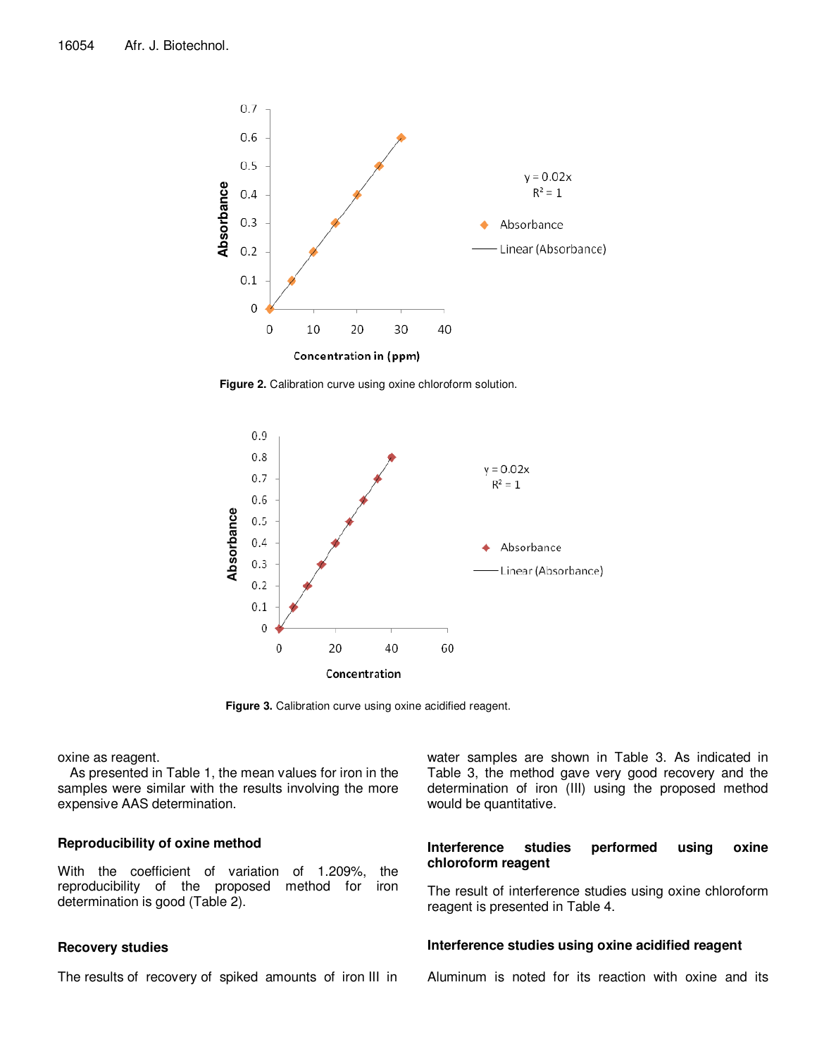Figure 2. Calibration curve using oxine chloroform solution.

Figure 3. Calibration curve using oxine acidified reagent.

oxine as reagent.

As presented in Table 1, the mean values for iron in the samples were similar with the results involving the more expensive AAS determination.

## Reproducibility of oxine method

With the coefficient of variation of 1.209%, the reproducibility of the proposed method for iron determination is good (Table 2).

## Recovery studies

The results of recovery of spiked amounts of iron III in water samples are shown in Table 3. As indicated in Table 3, the method gave very good recovery and the determination of iron (III) using the proposed method would be quantitative.

## Interference studies performed using oxine chloroform reagent

The result of interference studies using oxine chloroform reagent is presented in Table 4.

## Interference studies using oxine acidified reagent

Aluminum is noted for its reaction with oxine and its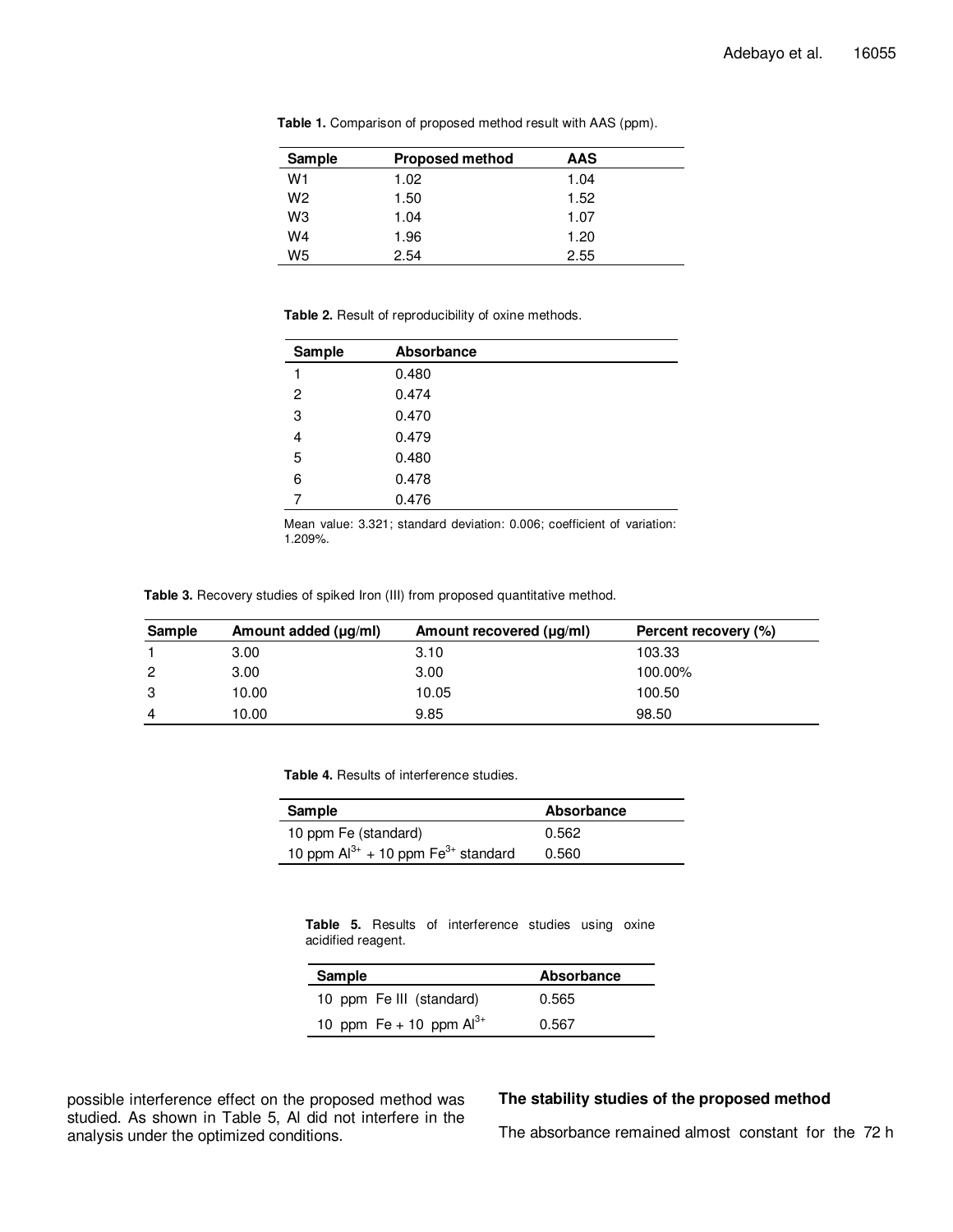**Table 1.** Comparison of proposed method result with AAS (ppm).

| Sample | Proposed method | AAS |
|---|---|---|
| W1 | 1.02 | 1.04 |
| W2 | 1.50 | 1.52 |
| W3 | 1.04 | 1.07 |
| W4 | 1.96 | 1.20 |
| W5 | 2.54 | 2.55 |

**Table 2.** Result of reproducibility of oxine methods.

| Sample | Absorbance |
|---|---|
| 1 | 0.480 |
| 2 | 0.474 |
| 3 | 0.470 |
| 4 | 0.479 |
| 5 | 0.480 |
| 6 | 0.478 |
| 7 | 0.476 |

Mean value: 3.321; standard deviation: 0.006; coefficient of variation: 1.209%.

**Table 3.** Recovery studies of spiked Iron (III) from proposed quantitative method.

| Sample | Amount added (µg/ml) | Amount recovered (µg/ml) | Percent recovery (%) |
|---|---|---|---|
| 1 | 3.00 | 3.10 | 103.33 |
| 2 | 3.00 | 3.00 | 100.00% |
| 3 | 10.00 | 10.05 | 100.50 |
| 4 | 10.00 | 9.85 | 98.50 |

**Table 4.** Results of interference studies.

| Sample | Absorbance |
|---|---|
| 10 ppm Fe (standard) | 0.562 |
| 10 ppm $Al^{3+}$ + 10 ppm $Fe^{3+}$ standard | 0.560 |

**Table 5.** Results of interference studies using oxine acidified reagent.

| Sample | Absorbance |
|---|---|
| 10 ppm Fe III (standard) | 0.565 |
| 10 ppm Fe + 10 ppm $Al^{3+}$ | 0.567 |

possible interference effect on the proposed method was studied. As shown in Table 5, Al did not interfere in the analysis under the optimized conditions.

### The stability studies of the proposed method

The absorbance remained almost constant for the 72 h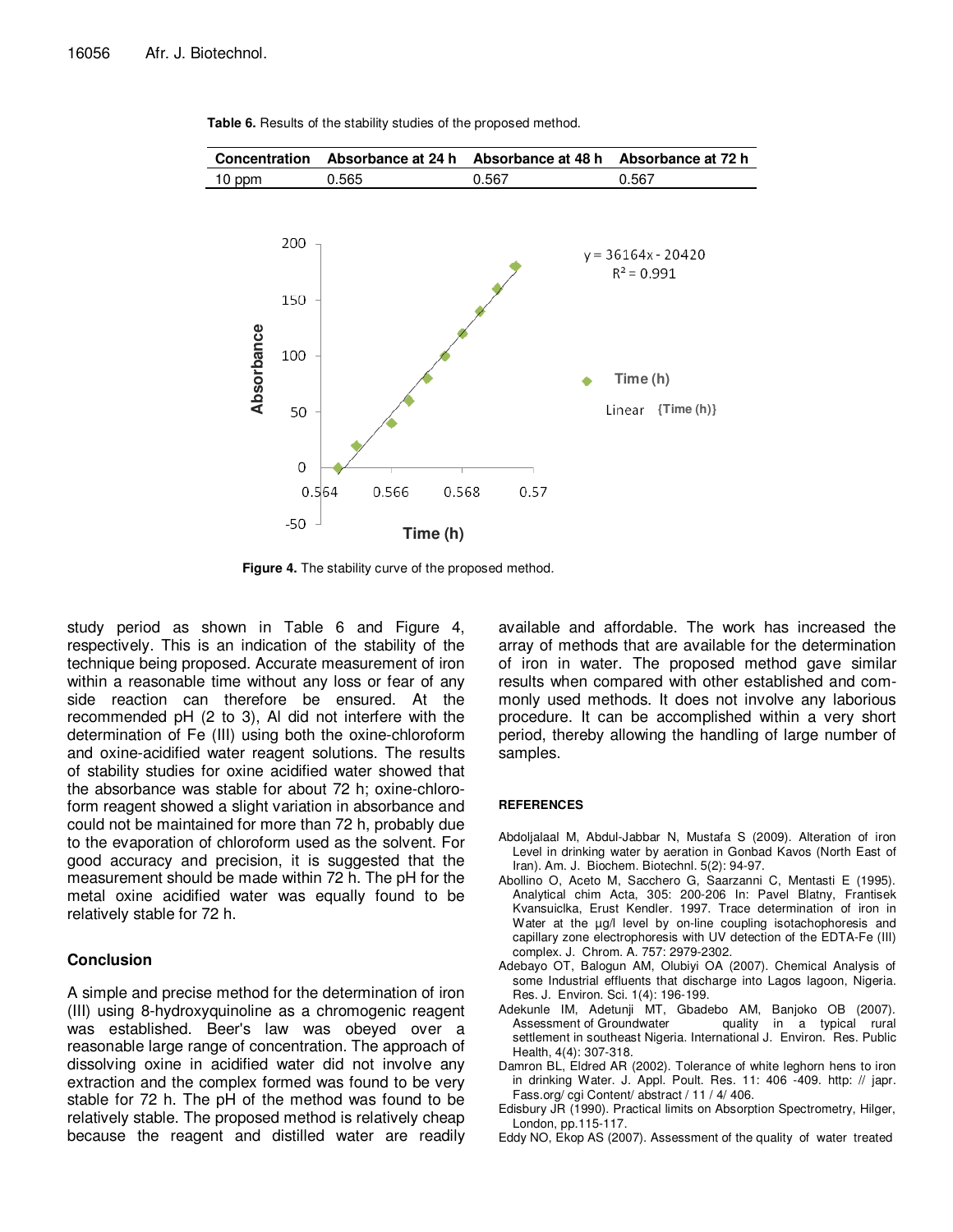**Table 6.** Results of the stability studies of the proposed method.

| Concentration | Absorbance at 24 h | Absorbance at 48 h | Absorbance at 72 h |
|---|---|---|---|
| 10 ppm | 0.565 | 0.567 | 0.567 |

**Figure 4.** The stability curve of the proposed method.

study period as shown in Table 6 and Figure 4, respectively. This is an indication of the stability of the technique being proposed. Accurate measurement of iron within a reasonable time without any loss or fear of any side reaction can therefore be ensured. At the recommended pH (2 to 3), Al did not interfere with the determination of Fe (III) using both the oxine-chloroform and oxine-acidified water reagent solutions. The results of stability studies for oxine acidified water showed that the absorbance was stable for about 72 h; oxine-chloroform reagent showed a slight variation in absorbance and could not be maintained for more than 72 h, probably due to the evaporation of chloroform used as the solvent. For good accuracy and precision, it is suggested that the measurement should be made within 72 h. The pH for the metal oxine acidified water was equally found to be relatively stable for 72 h.

## Conclusion

A simple and precise method for the determination of iron (III) using 8-hydroxyquinoline as a chromogenic reagent was established. Beer's law was obeyed over a reasonable large range of concentration. The approach of dissolving oxine in acidified water did not involve any extraction and the complex formed was found to be very stable for 72 h. The pH of the method was found to be relatively stable. The proposed method is relatively cheap because the reagent and distilled water are readily available and affordable. The work has increased the array of methods that are available for the determination of iron in water. The proposed method gave similar results when compared with other established and commonly used methods. It does not involve any laborious procedure. It can be accomplished within a very short period, thereby allowing the handling of large number of samples.

## REFERENCES

Abdoljalaal M, Abdul-Jabbar N, Mustafa S (2009). Alteration of iron Level in drinking water by aeration in Gonbad Kavos (North East of Iran). Am. J. Biochem. Biotechnl. 5(2): 94-97.

Abollino O, Aceto M, Sacchero G, Saarzanni C, Mentasti E (1995). Analytical chim Acta, 305: 200-206 In: Pavel Blatny, Frantisek Kvansuiclka, Erust Kendler. 1997. Trace determination of iron in Water at the µg/l level by on-line coupling isotachophoresis and capillary zone electrophoresis with UV detection of the EDTA-Fe (III) complex. J. Chrom. A. 757: 2979-2302.

Adebayo OT, Balogun AM, Olubiyi OA (2007). Chemical Analysis of some Industrial effluents that discharge into Lagos lagoon, Nigeria. Res. J. Environ. Sci. 1(4): 196-199.

Adekunle IM, Adetunji MT, Gbadebo AM, Banjoko OB (2007). Assessment of Groundwater quality in a typical rural settlement in southeast Nigeria. International J. Environ. Res. Public Health, 4(4): 307-318.

Damron BL, Eldred AR (2002). Tolerance of white leghorn hens to iron in drinking Water. J. Appl. Poult. Res. 11: 406 -409. http: // japr. Fass.org/ cgi Content/ abstract / 11 / 4/ 406.

Edisbury JR (1990). Practical limits on Absorption Spectrometry, Hilger, London, pp.115-117.

Eddy NO, Ekop AS (2007). Assessment of the quality of water treated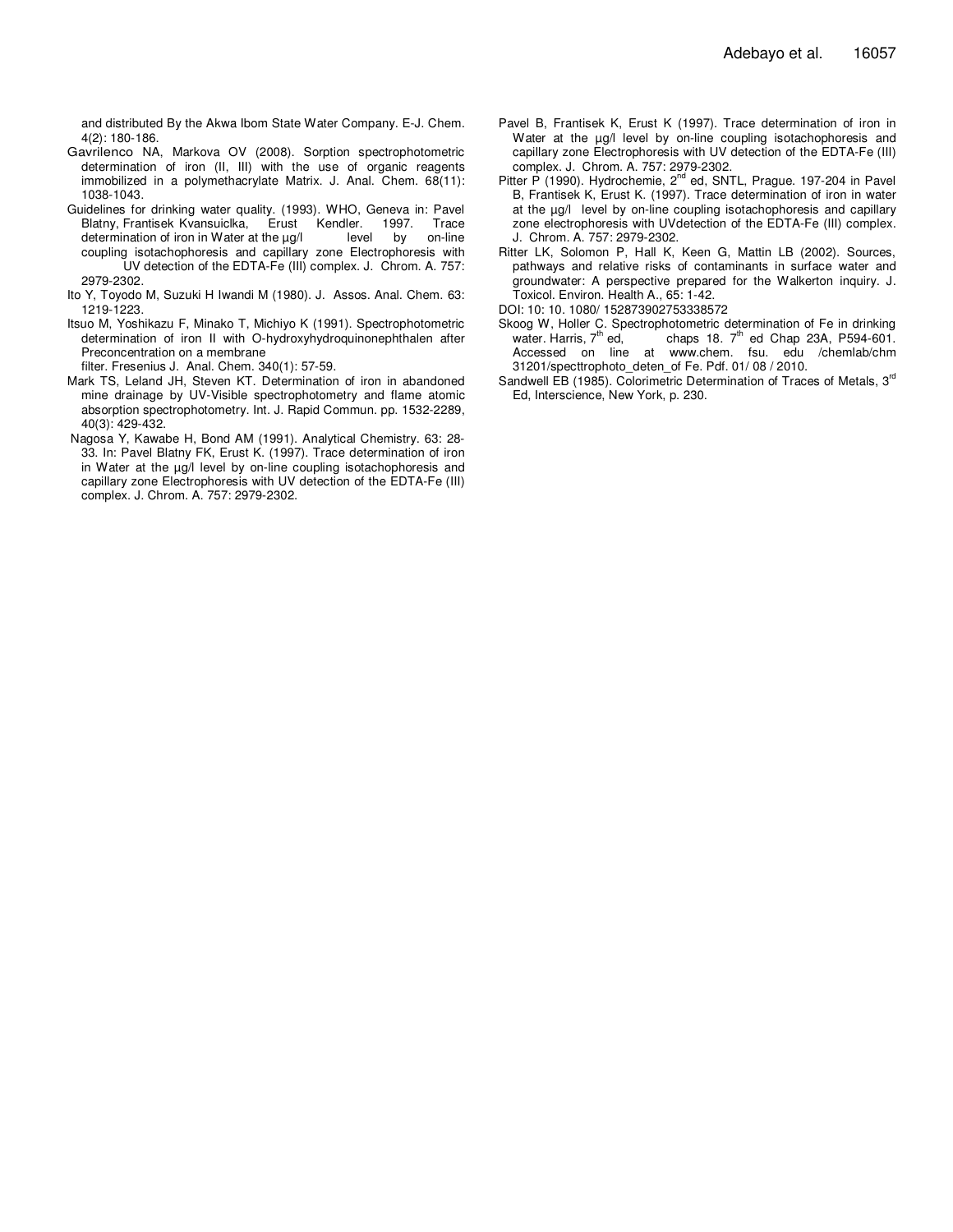and distributed By the Akwa Ibom State Water Company. E-J. Chem. 4(2): 180-186.

Gavrilenco NA, Markova OV (2008). Sorption spectrophotometric determination of iron (II, III) with the use of organic reagents immobilized in a polymethacrylate Matrix. J. Anal. Chem. 68(11): 1038-1043.

Guidelines for drinking water quality. (1993). WHO, Geneva in: Pavel Blatny, Frantisek Kvansuiclka, Erust Kendler. 1997. Trace determination of iron in Water at the µg/l level by on-line coupling isotachophoresis and capillary zone Electrophoresis with UV detection of the EDTA-Fe (III) complex. J. Chrom. A. 757: 2979-2302.

Ito Y, Toyodo M, Suzuki H Iwandi M (1980). J. Assos. Anal. Chem. 63: 1219-1223.

Itsuo M, Yoshikazu F, Minako T, Michiyo K (1991). Spectrophotometric determination of iron II with O-hydroxyhydroquinonephthalen after Preconcentration on a membrane filter. Fresenius J. Anal. Chem. 340(1): 57-59.

Mark TS, Leland JH, Steven KT. Determination of iron in abandoned mine drainage by UV-Visible spectrophotometry and flame atomic absorption spectrophotometry. Int. J. Rapid Commun. pp. 1532-2289, 40(3): 429-432.

Nagosa Y, Kawabe H, Bond AM (1991). Analytical Chemistry. 63: 28-33. In: Pavel Blatny FK, Erust K. (1997). Trace determination of iron in Water at the µg/l level by on-line coupling isotachophoresis and capillary zone Electrophoresis with UV detection of the EDTA-Fe (III) complex. J. Chrom. A. 757: 2979-2302.

Pavel B, Frantisek K, Erust K (1997). Trace determination of iron in Water at the µg/l level by on-line coupling isotachophoresis and capillary zone Electrophoresis with UV detection of the EDTA-Fe (III) complex. J. Chrom. A. 757: 2979-2302.

Pitter P (1990). Hydrochemie, 2nd ed, SNTL, Prague. 197-204 in Pavel B, Frantisek K, Erust K. (1997). Trace determination of iron in water at the µg/l level by on-line coupling isotachophoresis and capillary zone electrophoresis with UVdetection of the EDTA-Fe (III) complex. J. Chrom. A. 757: 2979-2302.

Ritter LK, Solomon P, Hall K, Keen G, Mattin LB (2002). Sources, pathways and relative risks of contaminants in surface water and groundwater: A perspective prepared for the Walkerton inquiry. J. Toxicol. Environ. Health A., 65: 1-42.

DOI: 10: 10. 1080/ 152873902753338572

Skoog W, Holler C. Spectrophotometric determination of Fe in drinking water. Harris, 7th ed, chaps 18. 7th ed Chap 23A, P594-601. Accessed on line at www.chem. fsu. edu /chemlab/chm 31201/specttrophoto_deten_of Fe. Pdf. 01/ 08 / 2010.

Sandwell EB (1985). Colorimetric Determination of Traces of Metals, 3rd Ed, Interscience, New York, p. 230.